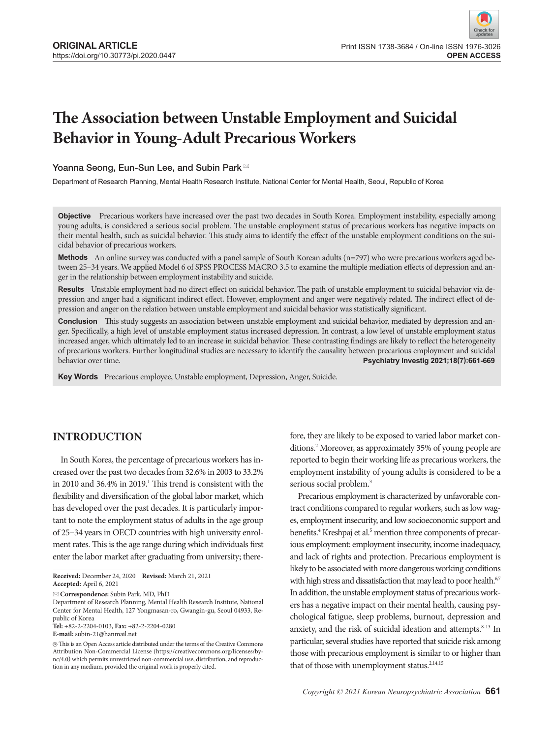**ORIGINAL ARTICLE**
https://doi.org/10.30773/pi.2020.0447

Print ISSN 1738-3684 / On-line ISSN 1976-3026
**OPEN ACCESS**

# The Association between Unstable Employment and Suicidal Behavior in Young-Adult Precarious Workers

Yoanna Seong, Eun-Sun Lee, and Subin Park

Department of Research Planning, Mental Health Research Institute, National Center for Mental Health, Seoul, Republic of Korea

**Objective** Precarious workers have increased over the past two decades in South Korea. Employment instability, especially among young adults, is considered a serious social problem. The unstable employment status of precarious workers has negative impacts on their mental health, such as suicidal behavior. This study aims to identify the effect of the unstable employment conditions on the suicidal behavior of precarious workers.

**Methods** An online survey was conducted with a panel sample of South Korean adults (n=797) who were precarious workers aged between 25–34 years. We applied Model 6 of SPSS PROCESS MACRO 3.5 to examine the multiple mediation effects of depression and anger in the relationship between employment instability and suicide.

**Results** Unstable employment had no direct effect on suicidal behavior. The path of unstable employment to suicidal behavior via depression and anger had a significant indirect effect. However, employment and anger were negatively related. The indirect effect of depression and anger on the relation between unstable employment and suicidal behavior was statistically significant.

**Conclusion** This study suggests an association between unstable employment and suicidal behavior, mediated by depression and anger. Specifically, a high level of unstable employment status increased depression. In contrast, a low level of unstable employment status increased anger, which ultimately led to an increase in suicidal behavior. These contrasting findings are likely to reflect the heterogeneity of precarious workers. Further longitudinal studies are necessary to identify the causality between precarious employment and suicidal behavior over time.

**Psychiatry Investig 2021;18(7):661-669**

**Key Words** Precarious employee, Unstable employment, Depression, Anger, Suicide.

## INTRODUCTION

In South Korea, the percentage of precarious workers has increased over the past two decades from 32.6% in 2003 to 33.2% in 2010 and 36.4% in 2019.[1] This trend is consistent with the flexibility and diversification of the global labor market, which has developed over the past decades. It is particularly important to note the employment status of adults in the age group of 25−34 years in OECD countries with high university enrolment rates. This is the age range during which individuals first enter the labor market after graduating from university; therefore, they are likely to be exposed to varied labor market conditions.[2] Moreover, as approximately 35% of young people are reported to begin their working life as precarious workers, the employment instability of young adults is considered to be a serious social problem.[3]

Precarious employment is characterized by unfavorable contract conditions compared to regular workers, such as low wages, employment insecurity, and low socioeconomic support and benefits.[4] Kreshpaj et al.[5] mention three components of precarious employment: employment insecurity, income inadequacy, and lack of rights and protection. Precarious employment is likely to be associated with more dangerous working conditions with high stress and dissatisfaction that may lead to poor health.[6,7] In addition, the unstable employment status of precarious workers has a negative impact on their mental health, causing psychological fatigue, sleep problems, burnout, depression and anxiety, and the risk of suicidal ideation and attempts.[8-13] In particular, several studies have reported that suicide risk among those with precarious employment is similar to or higher than that of those with unemployment status.[2,14,15]

**Received:** December 24, 2020 **Revised:** March 21, 2021
**Accepted:** April 6, 2021

**Correspondence:** Subin Park, MD, PhD
Department of Research Planning, Mental Health Research Institute, National Center for Mental Health, 127 Yongmasan-ro, Gwangin-gu, Seoul 04933, Republic of Korea
**Tel:** +82-2-2204-0103, **Fax:** +82-2-2204-0280
**E-mail:** subin-21@hanmail.net

This is an Open Access article distributed under the terms of the Creative Commons Attribution Non-Commercial License (https://creativecommons.org/licenses/by-nc/4.0) which permits unrestricted non-commercial use, distribution, and reproduction in any medium, provided the original work is properly cited.

*Copyright © 2021 Korean Neuropsychiatric Association*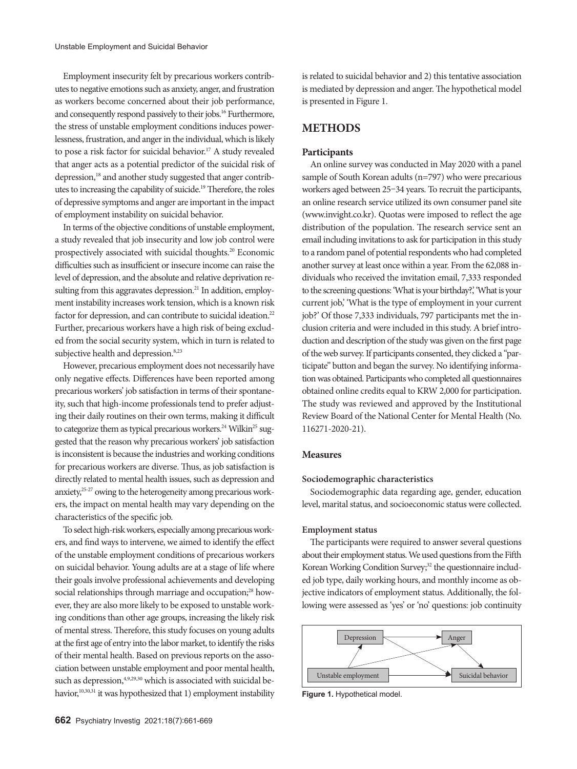Employment insecurity felt by precarious workers contributes to negative emotions such as anxiety, anger, and frustration as workers become concerned about their job performance, and consequently respond passively to their jobs.[16] Furthermore, the stress of unstable employment conditions induces powerlessness, frustration, and anger in the individual, which is likely to pose a risk factor for suicidal behavior.[17] A study revealed that anger acts as a potential predictor of the suicidal risk of depression,[18] and another study suggested that anger contributes to increasing the capability of suicide.[19] Therefore, the roles of depressive symptoms and anger are important in the impact of employment instability on suicidal behavior.

In terms of the objective conditions of unstable employment, a study revealed that job insecurity and low job control were prospectively associated with suicidal thoughts.[20] Economic difficulties such as insufficient or insecure income can raise the level of depression, and the absolute and relative deprivation resulting from this aggravates depression.[21] In addition, employment instability increases work tension, which is a known risk factor for depression, and can contribute to suicidal ideation.[22] Further, precarious workers have a high risk of being excluded from the social security system, which in turn is related to subjective health and depression.[8,23]

However, precarious employment does not necessarily have only negative effects. Differences have been reported among precarious workers' job satisfaction in terms of their spontaneity, such that high-income professionals tend to prefer adjusting their daily routines on their own terms, making it difficult to categorize them as typical precarious workers.[24] Wilkin[25] suggested that the reason why precarious workers' job satisfaction is inconsistent is because the industries and working conditions for precarious workers are diverse. Thus, as job satisfaction is directly related to mental health issues, such as depression and anxiety,[25-27] owing to the heterogeneity among precarious workers, the impact on mental health may vary depending on the characteristics of the specific job.

To select high-risk workers, especially among precarious workers, and find ways to intervene, we aimed to identify the effect of the unstable employment conditions of precarious workers on suicidal behavior. Young adults are at a stage of life where their goals involve professional achievements and developing social relationships through marriage and occupation;[28] however, they are also more likely to be exposed to unstable working conditions than other age groups, increasing the likely risk of mental stress. Therefore, this study focuses on young adults at the first age of entry into the labor market, to identify the risks of their mental health. Based on previous reports on the association between unstable employment and poor mental health, such as depression,[4,9,29,30] which is associated with suicidal behavior,[10,30,31] it was hypothesized that 1) employment instability is related to suicidal behavior and 2) this tentative association is mediated by depression and anger. The hypothetical model is presented in Figure 1.

## METHODS

### Participants

An online survey was conducted in May 2020 with a panel sample of South Korean adults (n=797) who were precarious workers aged between 25−34 years. To recruit the participants, an online research service utilized its own consumer panel site (www.invight.co.kr). Quotas were imposed to reflect the age distribution of the population. The research service sent an email including invitations to ask for participation in this study to a random panel of potential respondents who had completed another survey at least once within a year. From the 62,088 individuals who received the invitation email, 7,333 responded to the screening questions: 'What is your birthday?,' 'What is your current job,' 'What is the type of employment in your current job?' Of those 7,333 individuals, 797 participants met the inclusion criteria and were included in this study. A brief introduction and description of the study was given on the first page of the web survey. If participants consented, they clicked a "participate" button and began the survey. No identifying information was obtained. Participants who completed all questionnaires obtained online credits equal to KRW 2,000 for participation. The study was reviewed and approved by the Institutional Review Board of the National Center for Mental Health (No. 116271-2020-21).

### Measures

#### Sociodemographic characteristics

Sociodemographic data regarding age, gender, education level, marital status, and socioeconomic status were collected.

#### Employment status

The participants were required to answer several questions about their employment status. We used questions from the Fifth Korean Working Condition Survey;[32] the questionnaire included job type, daily working hours, and monthly income as objective indicators of employment status. Additionally, the following were assessed as 'yes' or 'no' questions: job continuity

Depression → Anger; Depression → Suicidal behavior; Unstable employment → Depression; Unstable employment → Anger; Unstable employment → Suicidal behavior; Anger → Suicidal behavior

**Figure 1.** Hypothetical model.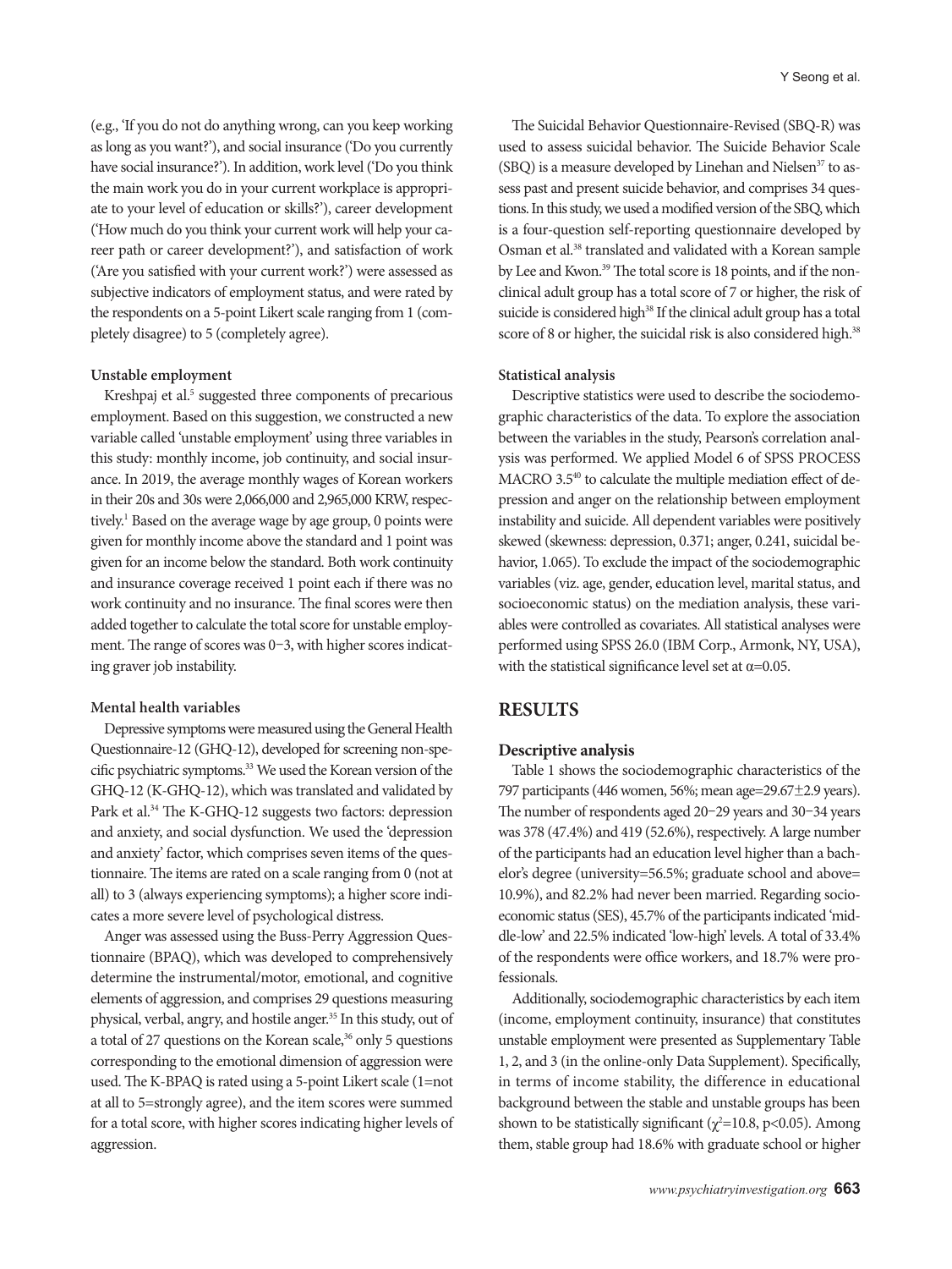(e.g., 'If you do not do anything wrong, can you keep working as long as you want?'), and social insurance ('Do you currently have social insurance?'). In addition, work level ('Do you think the main work you do in your current workplace is appropriate to your level of education or skills?'), career development ('How much do you think your current work will help your career path or career development?'), and satisfaction of work ('Are you satisfied with your current work?') were assessed as subjective indicators of employment status, and were rated by the respondents on a 5-point Likert scale ranging from 1 (completely disagree) to 5 (completely agree).

**Unstable employment**

Kreshpaj et al.[5] suggested three components of precarious employment. Based on this suggestion, we constructed a new variable called 'unstable employment' using three variables in this study: monthly income, job continuity, and social insurance. In 2019, the average monthly wages of Korean workers in their 20s and 30s were 2,066,000 and 2,965,000 KRW, respectively.[1] Based on the average wage by age group, 0 points were given for monthly income above the standard and 1 point was given for an income below the standard. Both work continuity and insurance coverage received 1 point each if there was no work continuity and no insurance. The final scores were then added together to calculate the total score for unstable employment. The range of scores was 0−3, with higher scores indicating graver job instability.

**Mental health variables**

Depressive symptoms were measured using the General Health Questionnaire-12 (GHQ-12), developed for screening non-specific psychiatric symptoms.[33] We used the Korean version of the GHQ-12 (K-GHQ-12), which was translated and validated by Park et al.[34] The K-GHQ-12 suggests two factors: depression and anxiety, and social dysfunction. We used the 'depression and anxiety' factor, which comprises seven items of the questionnaire. The items are rated on a scale ranging from 0 (not at all) to 3 (always experiencing symptoms); a higher score indicates a more severe level of psychological distress.

Anger was assessed using the Buss-Perry Aggression Questionnaire (BPAQ), which was developed to comprehensively determine the instrumental/motor, emotional, and cognitive elements of aggression, and comprises 29 questions measuring physical, verbal, angry, and hostile anger.[35] In this study, out of a total of 27 questions on the Korean scale,[36] only 5 questions corresponding to the emotional dimension of aggression were used. The K-BPAQ is rated using a 5-point Likert scale (1=not at all to 5=strongly agree), and the item scores were summed for a total score, with higher scores indicating higher levels of aggression.

The Suicidal Behavior Questionnaire-Revised (SBQ-R) was used to assess suicidal behavior. The Suicide Behavior Scale (SBQ) is a measure developed by Linehan and Nielsen[37] to assess past and present suicide behavior, and comprises 34 questions. In this study, we used a modified version of the SBQ, which is a four-question self-reporting questionnaire developed by Osman et al.[38] translated and validated with a Korean sample by Lee and Kwon.[39] The total score is 18 points, and if the non-clinical adult group has a total score of 7 or higher, the risk of suicide is considered high[38] If the clinical adult group has a total score of 8 or higher, the suicidal risk is also considered high.[38]

**Statistical analysis**

Descriptive statistics were used to describe the sociodemographic characteristics of the data. To explore the association between the variables in the study, Pearson's correlation analysis was performed. We applied Model 6 of SPSS PROCESS MACRO 3.5[40] to calculate the multiple mediation effect of depression and anger on the relationship between employment instability and suicide. All dependent variables were positively skewed (skewness: depression, 0.371; anger, 0.241, suicidal behavior, 1.065). To exclude the impact of the sociodemographic variables (viz. age, gender, education level, marital status, and socioeconomic status) on the mediation analysis, these variables were controlled as covariates. All statistical analyses were performed using SPSS 26.0 (IBM Corp., Armonk, NY, USA), with the statistical significance level set at $\alpha=0.05$.

## RESULTS

### Descriptive analysis

Table 1 shows the sociodemographic characteristics of the 797 participants (446 women, 56%; mean age=29.67±2.9 years). The number of respondents aged 20−29 years and 30−34 years was 378 (47.4%) and 419 (52.6%), respectively. A large number of the participants had an education level higher than a bachelor's degree (university=56.5%; graduate school and above= 10.9%), and 82.2% had never been married. Regarding socioeconomic status (SES), 45.7% of the participants indicated 'middle-low' and 22.5% indicated 'low-high' levels. A total of 33.4% of the respondents were office workers, and 18.7% were professionals.

Additionally, sociodemographic characteristics by each item (income, employment continuity, insurance) that constitutes unstable employment were presented as Supplementary Table 1, 2, and 3 (in the online-only Data Supplement). Specifically, in terms of income stability, the difference in educational background between the stable and unstable groups has been shown to be statistically significant ($\chi^2=10.8$, $p<0.05$). Among them, stable group had 18.6% with graduate school or higher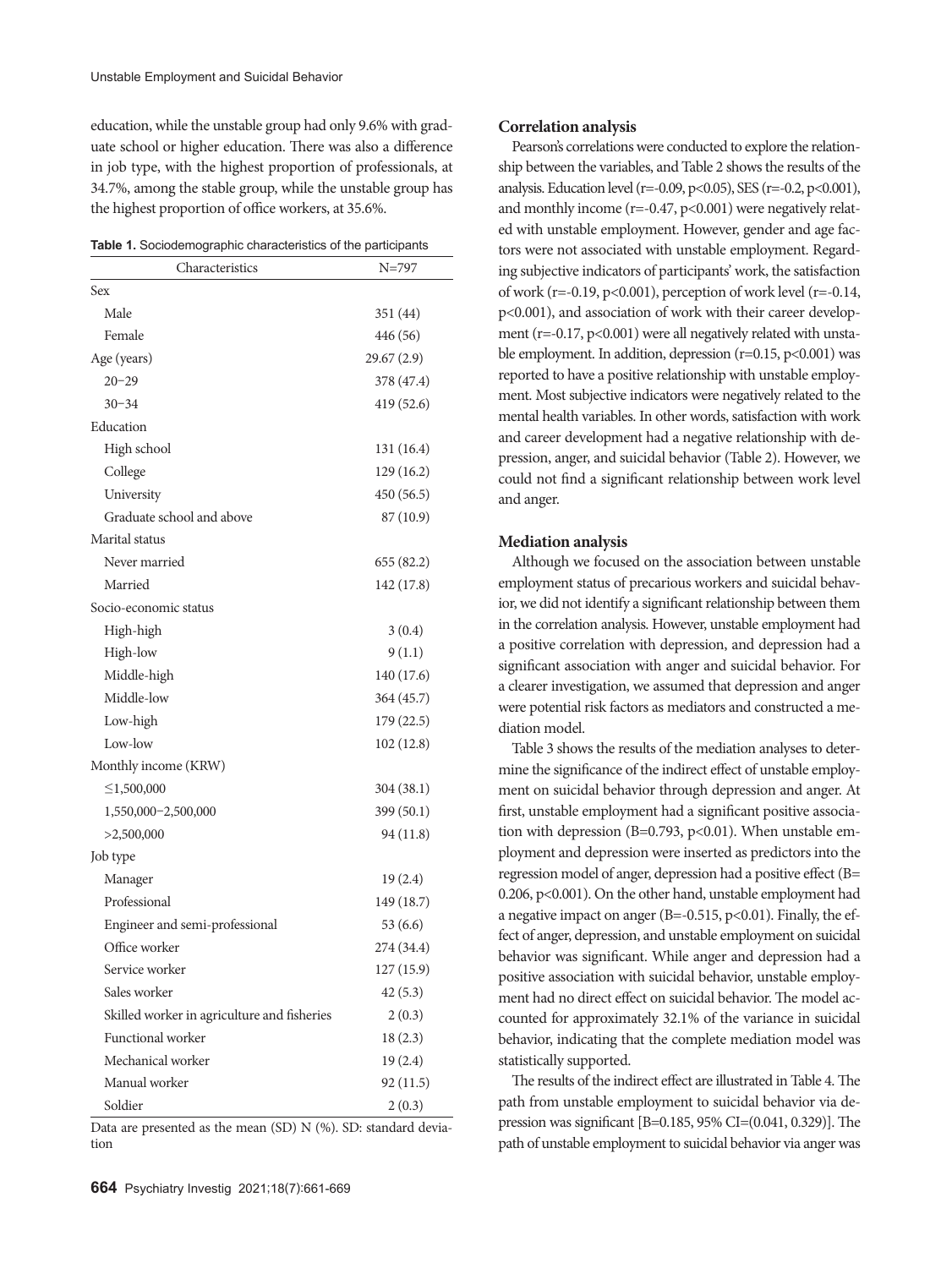education, while the unstable group had only 9.6% with graduate school or higher education. There was also a difference in job type, with the highest proportion of professionals, at 34.7%, among the stable group, while the unstable group has the highest proportion of office workers, at 35.6%.

**Table 1.** Sociodemographic characteristics of the participants

| Characteristics | N=797 |
|---|---|
| Sex | |
| Male | 351 (44) |
| Female | 446 (56) |
| Age (years) | 29.67 (2.9) |
| 20−29 | 378 (47.4) |
| 30−34 | 419 (52.6) |
| Education | |
| High school | 131 (16.4) |
| College | 129 (16.2) |
| University | 450 (56.5) |
| Graduate school and above | 87 (10.9) |
| Marital status | |
| Never married | 655 (82.2) |
| Married | 142 (17.8) |
| Socio-economic status | |
| High-high | 3 (0.4) |
| High-low | 9 (1.1) |
| Middle-high | 140 (17.6) |
| Middle-low | 364 (45.7) |
| Low-high | 179 (22.5) |
| Low-low | 102 (12.8) |
| Monthly income (KRW) | |
| ≤1,500,000 | 304 (38.1) |
| 1,550,000−2,500,000 | 399 (50.1) |
| >2,500,000 | 94 (11.8) |
| Job type | |
| Manager | 19 (2.4) |
| Professional | 149 (18.7) |
| Engineer and semi-professional | 53 (6.6) |
| Office worker | 274 (34.4) |
| Service worker | 127 (15.9) |
| Sales worker | 42 (5.3) |
| Skilled worker in agriculture and fisheries | 2 (0.3) |
| Functional worker | 18 (2.3) |
| Mechanical worker | 19 (2.4) |
| Manual worker | 92 (11.5) |
| Soldier | 2 (0.3) |

Data are presented as the mean (SD) N (%). SD: standard deviation

### Correlation analysis

Pearson's correlations were conducted to explore the relationship between the variables, and Table 2 shows the results of the analysis. Education level ($r=-0.09$, $p<0.05$), SES ($r=-0.2$, $p<0.001$), and monthly income ($r=-0.47$, $p<0.001$) were negatively related with unstable employment. However, gender and age factors were not associated with unstable employment. Regarding subjective indicators of participants' work, the satisfaction of work ($r=-0.19$, $p<0.001$), perception of work level ($r=-0.14$, $p<0.001$), and association of work with their career development ($r=-0.17$, $p<0.001$) were all negatively related with unstable employment. In addition, depression ($r=0.15$, $p<0.001$) was reported to have a positive relationship with unstable employment. Most subjective indicators were negatively related to the mental health variables. In other words, satisfaction with work and career development had a negative relationship with depression, anger, and suicidal behavior (Table 2). However, we could not find a significant relationship between work level and anger.

### Mediation analysis

Although we focused on the association between unstable employment status of precarious workers and suicidal behavior, we did not identify a significant relationship between them in the correlation analysis. However, unstable employment had a positive correlation with depression, and depression had a significant association with anger and suicidal behavior. For a clearer investigation, we assumed that depression and anger were potential risk factors as mediators and constructed a mediation model.

Table 3 shows the results of the mediation analyses to determine the significance of the indirect effect of unstable employment on suicidal behavior through depression and anger. At first, unstable employment had a significant positive association with depression ($B=0.793$, $p<0.01$). When unstable employment and depression were inserted as predictors into the regression model of anger, depression had a positive effect ($B=0.206$, $p<0.001$). On the other hand, unstable employment had a negative impact on anger ($B=-0.515$, $p<0.01$). Finally, the effect of anger, depression, and unstable employment on suicidal behavior was significant. While anger and depression had a positive association with suicidal behavior, unstable employment had no direct effect on suicidal behavior. The model accounted for approximately 32.1% of the variance in suicidal behavior, indicating that the complete mediation model was statistically supported.

The results of the indirect effect are illustrated in Table 4. The path from unstable employment to suicidal behavior via depression was significant [$B=0.185$, 95% CI=(0.041, 0.329)]. The path of unstable employment to suicidal behavior via anger was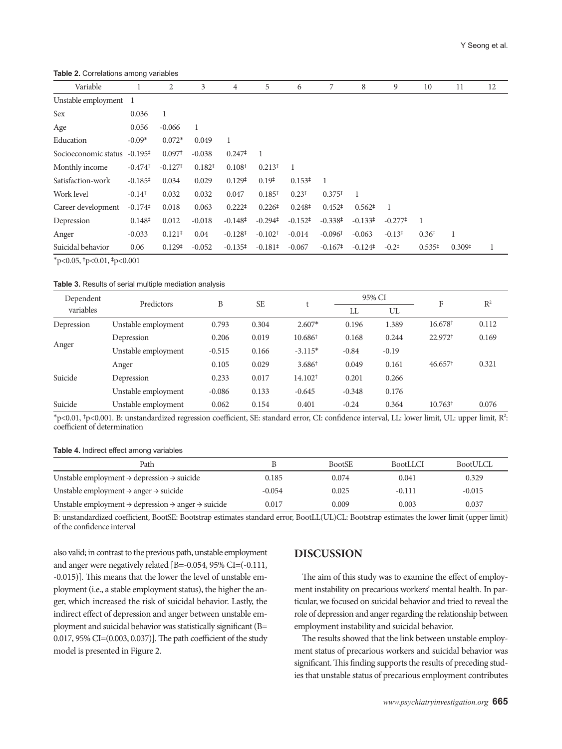**Table 2.** Correlations among variables

| Variable | 1 | 2 | 3 | 4 | 5 | 6 | 7 | 8 | 9 | 10 | 11 | 12 |
|---|---|---|---|---|---|---|---|---|---|---|---|---|
| Unstable employment | 1 | | | | | | | | | | | |
| Sex | 0.036 | 1 | | | | | | | | | | |
| Age | 0.056 | -0.066 | 1 | | | | | | | | | |
| Education | -0.09* | 0.072* | 0.049 | 1 | | | | | | | | |
| Socioeconomic status | -0.195‡ | 0.097† | -0.038 | 0.247‡ | 1 | | | | | | | |
| Monthly income | -0.474‡ | -0.127‡ | 0.182‡ | 0.108† | 0.213‡ | 1 | | | | | | |
| Satisfaction-work | -0.185‡ | 0.034 | 0.029 | 0.129‡ | 0.19‡ | 0.153‡ | 1 | | | | | |
| Work level | -0.14‡ | 0.032 | 0.032 | 0.047 | 0.185‡ | 0.23‡ | 0.375‡ | 1 | | | | |
| Career development | -0.174‡ | 0.018 | 0.063 | 0.222‡ | 0.226‡ | 0.248‡ | 0.452‡ | 0.562‡ | 1 | | | |
| Depression | 0.148‡ | 0.012 | -0.018 | -0.148‡ | -0.294‡ | -0.152‡ | -0.338‡ | -0.133‡ | -0.277‡ | 1 | | |
| Anger | -0.033 | 0.121‡ | 0.04 | -0.128‡ | -0.102† | -0.014 | -0.096† | -0.063 | -0.13‡ | 0.36‡ | 1 | |
| Suicidal behavior | 0.06 | 0.129‡ | -0.052 | -0.135‡ | -0.181‡ | -0.067 | -0.167‡ | -0.124‡ | -0.2‡ | 0.535‡ | 0.309‡ | 1 |

*p<0.05, †p<0.01, ‡p<0.001

**Table 3.** Results of serial multiple mediation analysis

| Dependent variables | Predictors | B | SE | t | 95% CI | | F | $R^2$ |
|---|---|---|---|---|---|---|---|---|
| | | | | | LL | UL | | |
| Depression | Unstable employment | 0.793 | 0.304 | 2.607* | 0.196 | 1.389 | 16.678† | 0.112 |
| Anger | Depression | 0.206 | 0.019 | 10.686† | 0.168 | 0.244 | 22.972† | 0.169 |
| | Unstable employment | -0.515 | 0.166 | -3.115* | -0.84 | -0.19 | | |
| Suicide | Anger | 0.105 | 0.029 | 3.686† | 0.049 | 0.161 | 46.657† | 0.321 |
| | Depression | 0.233 | 0.017 | 14.102† | 0.201 | 0.266 | | |
| | Unstable employment | -0.086 | 0.133 | -0.645 | -0.348 | 0.176 | | |
| Suicide | Unstable employment | 0.062 | 0.154 | 0.401 | -0.24 | 0.364 | 10.763† | 0.076 |

*p<0.01, †p<0.001. B: unstandardized regression coefficient, SE: standard error, CI: confidence interval, LL: lower limit, UL: upper limit, $R^2$: coefficient of determination

**Table 4.** Indirect effect among variables

| Path | B | BootSE | BootLLCI | BootULCL |
|---|---|---|---|---|
| Unstable employment → depression → suicide | 0.185 | 0.074 | 0.041 | 0.329 |
| Unstable employment → anger → suicide | -0.054 | 0.025 | -0.111 | -0.015 |
| Unstable employment → depression → anger → suicide | 0.017 | 0.009 | 0.003 | 0.037 |

B: unstandardized coefficient, BootSE: Bootstrap estimates standard error, BootLL(UL)CL: Bootstrap estimates the lower limit (upper limit) of the confidence interval

also valid; in contrast to the previous path, unstable employment and anger were negatively related [B=-0.054, 95% CI=(-0.111, -0.015)]. This means that the lower the level of unstable employment (i.e., a stable employment status), the higher the anger, which increased the risk of suicidal behavior. Lastly, the indirect effect of depression and anger between unstable employment and suicidal behavior was statistically significant (B=0.017, 95% CI=(0.003, 0.037)]. The path coefficient of the study model is presented in Figure 2.

## DISCUSSION

The aim of this study was to examine the effect of employment instability on precarious workers' mental health. In particular, we focused on suicidal behavior and tried to reveal the role of depression and anger regarding the relationship between employment instability and suicidal behavior.

The results showed that the link between unstable employment status of precarious workers and suicidal behavior was significant. This finding supports the results of preceding studies that unstable status of precarious employment contributes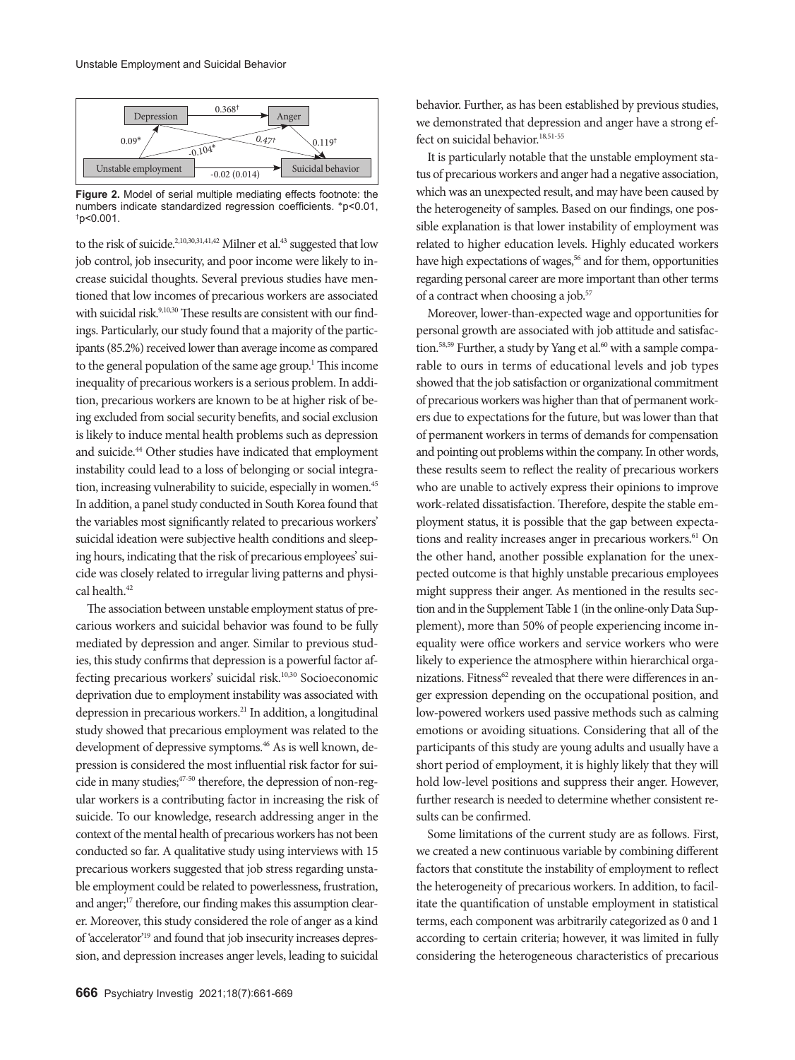Depression → Anger: 0.368†
Unstable employment → Depression: 0.09*
Unstable employment → Anger: -0.104*
Depression → Suicidal behavior: 0.47†
Anger → Suicidal behavior: 0.119†
Unstable employment → Suicidal behavior: -0.02 (0.014)

**Figure 2.** Model of serial multiple mediating effects footnote: the numbers indicate standardized regression coefficients. *p<0.01, †p<0.001.

to the risk of suicide.[2,10,30,31,41,42] Milner et al.[43] suggested that low job control, job insecurity, and poor income were likely to increase suicidal thoughts. Several previous studies have mentioned that low incomes of precarious workers are associated with suicidal risk.[9,10,30] These results are consistent with our findings. Particularly, our study found that a majority of the participants (85.2%) received lower than average income as compared to the general population of the same age group.[1] This income inequality of precarious workers is a serious problem. In addition, precarious workers are known to be at higher risk of being excluded from social security benefits, and social exclusion is likely to induce mental health problems such as depression and suicide.[44] Other studies have indicated that employment instability could lead to a loss of belonging or social integration, increasing vulnerability to suicide, especially in women.[45] In addition, a panel study conducted in South Korea found that the variables most significantly related to precarious workers' suicidal ideation were subjective health conditions and sleeping hours, indicating that the risk of precarious employees' suicide was closely related to irregular living patterns and physical health.[42]

The association between unstable employment status of precarious workers and suicidal behavior was found to be fully mediated by depression and anger. Similar to previous studies, this study confirms that depression is a powerful factor affecting precarious workers' suicidal risk.[10,30] Socioeconomic deprivation due to employment instability was associated with depression in precarious workers.[21] In addition, a longitudinal study showed that precarious employment was related to the development of depressive symptoms.[46] As is well known, depression is considered the most influential risk factor for suicide in many studies;[47-50] therefore, the depression of non-regular workers is a contributing factor in increasing the risk of suicide. To our knowledge, research addressing anger in the context of the mental health of precarious workers has not been conducted so far. A qualitative study using interviews with 15 precarious workers suggested that job stress regarding unstable employment could be related to powerlessness, frustration, and anger;[17] therefore, our finding makes this assumption clearer. Moreover, this study considered the role of anger as a kind of 'accelerator'[19] and found that job insecurity increases depression, and depression increases anger levels, leading to suicidal behavior. Further, as has been established by previous studies, we demonstrated that depression and anger have a strong effect on suicidal behavior.[18,51-55]

It is particularly notable that the unstable employment status of precarious workers and anger had a negative association, which was an unexpected result, and may have been caused by the heterogeneity of samples. Based on our findings, one possible explanation is that lower instability of employment was related to higher education levels. Highly educated workers have high expectations of wages,[56] and for them, opportunities regarding personal career are more important than other terms of a contract when choosing a job.[57]

Moreover, lower-than-expected wage and opportunities for personal growth are associated with job attitude and satisfaction.[58,59] Further, a study by Yang et al.[60] with a sample comparable to ours in terms of educational levels and job types showed that the job satisfaction or organizational commitment of precarious workers was higher than that of permanent workers due to expectations for the future, but was lower than that of permanent workers in terms of demands for compensation and pointing out problems within the company. In other words, these results seem to reflect the reality of precarious workers who are unable to actively express their opinions to improve work-related dissatisfaction. Therefore, despite the stable employment status, it is possible that the gap between expectations and reality increases anger in precarious workers.[61] On the other hand, another possible explanation for the unexpected outcome is that highly unstable precarious employees might suppress their anger. As mentioned in the results section and in the Supplement Table 1 (in the online-only Data Supplement), more than 50% of people experiencing income inequality were office workers and service workers who were likely to experience the atmosphere within hierarchical organizations. Fitness[62] revealed that there were differences in anger expression depending on the occupational position, and low-powered workers used passive methods such as calming emotions or avoiding situations. Considering that all of the participants of this study are young adults and usually have a short period of employment, it is highly likely that they will hold low-level positions and suppress their anger. However, further research is needed to determine whether consistent results can be confirmed.

Some limitations of the current study are as follows. First, we created a new continuous variable by combining different factors that constitute the instability of employment to reflect the heterogeneity of precarious workers. In addition, to facilitate the quantification of unstable employment in statistical terms, each component was arbitrarily categorized as 0 and 1 according to certain criteria; however, it was limited in fully considering the heterogeneous characteristics of precarious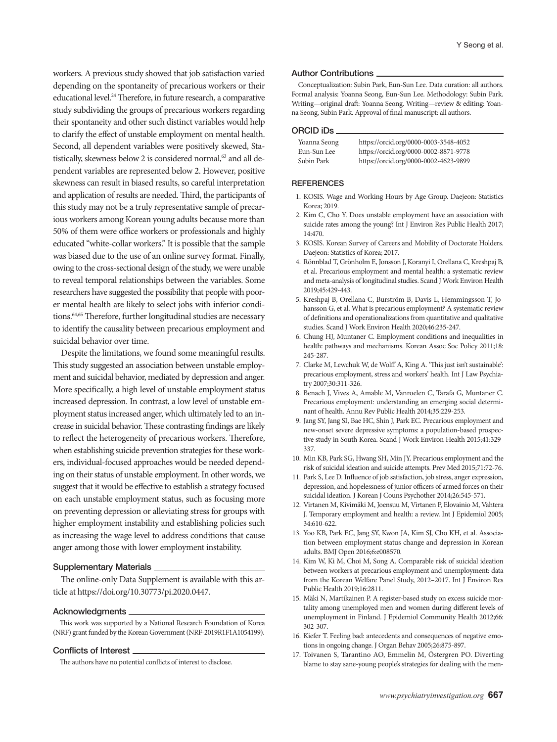workers. A previous study showed that job satisfaction varied depending on the spontaneity of precarious workers or their educational level.[24] Therefore, in future research, a comparative study subdividing the groups of precarious workers regarding their spontaneity and other such distinct variables would help to clarify the effect of unstable employment on mental health. Second, all dependent variables were positively skewed, Statistically, skewness below 2 is considered normal,[63] and all dependent variables are represented below 2. However, positive skewness can result in biased results, so careful interpretation and application of results are needed. Third, the participants of this study may not be a truly representative sample of precarious workers among Korean young adults because more than 50% of them were office workers or professionals and highly educated "white-collar workers." It is possible that the sample was biased due to the use of an online survey format. Finally, owing to the cross-sectional design of the study, we were unable to reveal temporal relationships between the variables. Some researchers have suggested the possibility that people with poorer mental health are likely to select jobs with inferior conditions.[64,65] Therefore, further longitudinal studies are necessary to identify the causality between precarious employment and suicidal behavior over time.

Despite the limitations, we found some meaningful results. This study suggested an association between unstable employment and suicidal behavior, mediated by depression and anger. More specifically, a high level of unstable employment status increased depression. In contrast, a low level of unstable employment status increased anger, which ultimately led to an increase in suicidal behavior. These contrasting findings are likely to reflect the heterogeneity of precarious workers. Therefore, when establishing suicide prevention strategies for these workers, individual-focused approaches would be needed depending on their status of unstable employment. In other words, we suggest that it would be effective to establish a strategy focused on each unstable employment status, such as focusing more on preventing depression or alleviating stress for groups with higher employment instability and establishing policies such as increasing the wage level to address conditions that cause anger among those with lower employment instability.

#### Supplementary Materials

The online-only Data Supplement is available with this article at https://doi.org/10.30773/pi.2020.0447.

#### Acknowledgments

This work was supported by a National Research Foundation of Korea (NRF) grant funded by the Korean Government (NRF-2019R1F1A1054199).

#### Conflicts of Interest

The authors have no potential conflicts of interest to disclose.

#### Author Contributions

Conceptualization: Subin Park, Eun-Sun Lee. Data curation: all authors. Formal analysis: Yoanna Seong, Eun-Sun Lee. Methodology: Subin Park. Writing—original draft: Yoanna Seong. Writing—review & editing: Yoanna Seong, Subin Park. Approval of final manuscript: all authors.

#### ORCID iDs

| | |
|---|---|
| Yoanna Seong | https://orcid.org/0000-0003-3548-4052 |
| Eun-Sun Lee | https://orcid.org/0000-0002-8871-9778 |
| Subin Park | https://orcid.org/0000-0002-4623-9899 |

#### REFERENCES

1. KOSIS. Wage and Working Hours by Age Group. Daejeon: Statistics Korea; 2019.
2. Kim C, Cho Y. Does unstable employment have an association with suicide rates among the young? Int J Environ Res Public Health 2017; 14:470.
3. KOSIS. Korean Survey of Careers and Mobility of Doctorate Holders. Daejeon: Statistics of Korea; 2017.
4. Rönnblad T, Grönholm E, Jonsson J, Koranyi I, Orellana C, Kreshpaj B, et al. Precarious employment and mental health: a systematic review and meta-analysis of longitudinal studies. Scand J Work Environ Health 2019;45:429-443.
5. Kreshpaj B, Orellana C, Burström B, Davis L, Hemmingsson T, Johansson G, et al. What is precarious employment? A systematic review of definitions and operationalizations from quantitative and qualitative studies. Scand J Work Environ Health 2020;46:235-247.
6. Chung HJ, Muntaner C. Employment conditions and inequalities in health: pathways and mechanisms. Korean Assoc Soc Policy 2011;18: 245-287.
7. Clarke M, Lewchuk W, de Wolff A, King A. 'This just isn't sustainable': precarious employment, stress and workers' health. Int J Law Psychiatry 2007;30:311-326.
8. Benach J, Vives A, Amable M, Vanroelen C, Tarafa G, Muntaner C. Precarious employment: understanding an emerging social determinant of health. Annu Rev Public Health 2014;35:229-253.
9. Jang SY, Jang SI, Bae HC, Shin J, Park EC. Precarious employment and new-onset severe depressive symptoms: a population-based prospective study in South Korea. Scand J Work Environ Health 2015;41:329-337.
10. Min KB, Park SG, Hwang SH, Min JY. Precarious employment and the risk of suicidal ideation and suicide attempts. Prev Med 2015;71:72-76.
11. Park S, Lee D. Influence of job satisfaction, job stress, anger expression, depression, and hopelessness of junior officers of armed forces on their suicidal ideation. J Korean J Couns Psychother 2014;26:545-571.
12. Virtanen M, Kivimäki M, Joensuu M, Virtanen P, Elovainio M, Vahtera J. Temporary employment and health: a review. Int J Epidemiol 2005; 34:610-622.
13. Yoo KB, Park EC, Jang SY, Kwon JA, Kim SJ, Cho KH, et al. Association between employment status change and depression in Korean adults. BMJ Open 2016;6:e008570.
14. Kim W, Ki M, Choi M, Song A. Comparable risk of suicidal ideation between workers at precarious employment and unemployment: data from the Korean Welfare Panel Study, 2012–2017. Int J Environ Res Public Health 2019;16:2811.
15. Mäki N, Martikainen P. A register-based study on excess suicide mortality among unemployed men and women during different levels of unemployment in Finland. J Epidemiol Community Health 2012;66: 302-307.
16. Kiefer T. Feeling bad: antecedents and consequences of negative emotions in ongoing change. J Organ Behav 2005;26:875-897.
17. Toivanen S, Tarantino AO, Emmelin M, Östergren PO. Diverting blame to stay sane-young people's strategies for dealing with the men-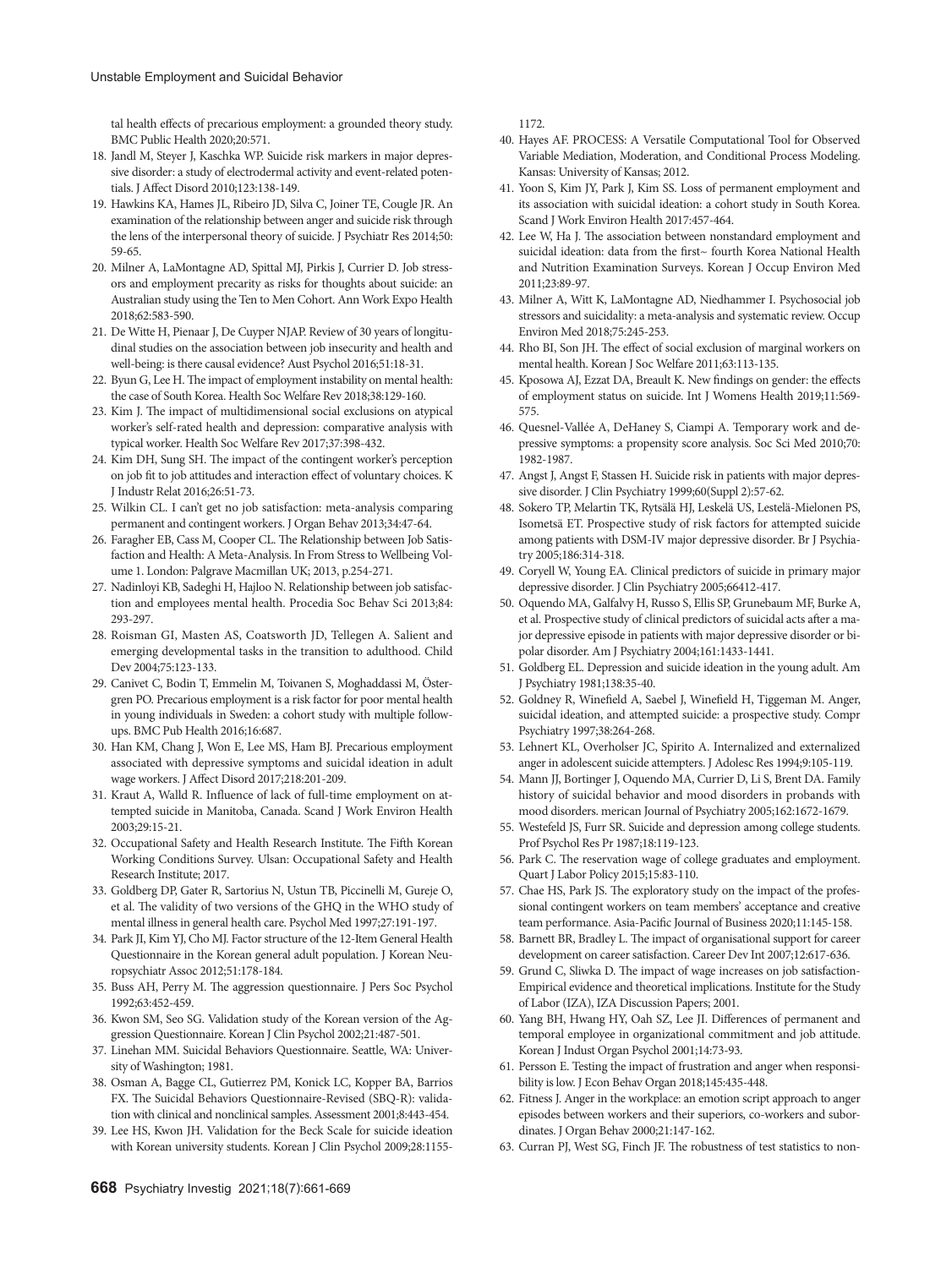tal health effects of precarious employment: a grounded theory study. BMC Public Health 2020;20:571.

18. Jandl M, Steyer J, Kaschka WP. Suicide risk markers in major depressive disorder: a study of electrodermal activity and event-related potentials. J Affect Disord 2010;123:138-149.
19. Hawkins KA, Hames JL, Ribeiro JD, Silva C, Joiner TE, Cougle JR. An examination of the relationship between anger and suicide risk through the lens of the interpersonal theory of suicide. J Psychiatr Res 2014;50:59-65.
20. Milner A, LaMontagne AD, Spittal MJ, Pirkis J, Currier D. Job stressors and employment precarity as risks for thoughts about suicide: an Australian study using the Ten to Men Cohort. Ann Work Expo Health 2018;62:583-590.
21. De Witte H, Pienaar J, De Cuyper NJAP. Review of 30 years of longitudinal studies on the association between job insecurity and health and well-being: is there causal evidence? Aust Psychol 2016;51:18-31.
22. Byun G, Lee H. The impact of employment instability on mental health: the case of South Korea. Health Soc Welfare Rev 2018;38:129-160.
23. Kim J. The impact of multidimensional social exclusions on atypical worker's self-rated health and depression: comparative analysis with typical worker. Health Soc Welfare Rev 2017;37:398-432.
24. Kim DH, Sung SH. The impact of the contingent worker's perception on job fit to job attitudes and interaction effect of voluntary choices. K J Industr Relat 2016;26:51-73.
25. Wilkin CL. I can't get no job satisfaction: meta-analysis comparing permanent and contingent workers. J Organ Behav 2013;34:47-64.
26. Faragher EB, Cass M, Cooper CL. The Relationship between Job Satisfaction and Health: A Meta-Analysis. In From Stress to Wellbeing Volume 1. London: Palgrave Macmillan UK; 2013, p.254-271.
27. Nadinloyi KB, Sadeghi H, Hajloo N. Relationship between job satisfaction and employees mental health. Procedia Soc Behav Sci 2013;84:293-297.
28. Roisman GI, Masten AS, Coatsworth JD, Tellegen A. Salient and emerging developmental tasks in the transition to adulthood. Child Dev 2004;75:123-133.
29. Canivet C, Bodin T, Emmelin M, Toivanen S, Moghaddassi M, Östergren PO. Precarious employment is a risk factor for poor mental health in young individuals in Sweden: a cohort study with multiple follow-ups. BMC Pub Health 2016;16:687.
30. Han KM, Chang J, Won E, Lee MS, Ham BJ. Precarious employment associated with depressive symptoms and suicidal ideation in adult wage workers. J Affect Disord 2017;218:201-209.
31. Kraut A, Walld R. Influence of lack of full-time employment on attempted suicide in Manitoba, Canada. Scand J Work Environ Health 2003;29:15-21.
32. Occupational Safety and Health Research Institute. The Fifth Korean Working Conditions Survey. Ulsan: Occupational Safety and Health Research Institute; 2017.
33. Goldberg DP, Gater R, Sartorius N, Ustun TB, Piccinelli M, Gureje O, et al. The validity of two versions of the GHQ in the WHO study of mental illness in general health care. Psychol Med 1997;27:191-197.
34. Park JI, Kim YJ, Cho MJ. Factor structure of the 12-Item General Health Questionnaire in the Korean general adult population. J Korean Neuropsychiatr Assoc 2012;51:178-184.
35. Buss AH, Perry M. The aggression questionnaire. J Pers Soc Psychol 1992;63:452-459.
36. Kwon SM, Seo SG. Validation study of the Korean version of the Aggression Questionnaire. Korean J Clin Psychol 2002;21:487-501.
37. Linehan MM. Suicidal Behaviors Questionnaire. Seattle, WA: University of Washington; 1981.
38. Osman A, Bagge CL, Gutierrez PM, Konick LC, Kopper BA, Barrios FX. The Suicidal Behaviors Questionnaire-Revised (SBQ-R): validation with clinical and nonclinical samples. Assessment 2001;8:443-454.
39. Lee HS, Kwon JH. Validation for the Beck Scale for suicide ideation with Korean university students. Korean J Clin Psychol 2009;28:1155-1172.
40. Hayes AF. PROCESS: A Versatile Computational Tool for Observed Variable Mediation, Moderation, and Conditional Process Modeling. Kansas: University of Kansas; 2012.
41. Yoon S, Kim JY, Park J, Kim SS. Loss of permanent employment and its association with suicidal ideation: a cohort study in South Korea. Scand J Work Environ Health 2017:457-464.
42. Lee W, Ha J. The association between nonstandard employment and suicidal ideation: data from the first~ fourth Korea National Health and Nutrition Examination Surveys. Korean J Occup Environ Med 2011;23:89-97.
43. Milner A, Witt K, LaMontagne AD, Niedhammer I. Psychosocial job stressors and suicidality: a meta-analysis and systematic review. Occup Environ Med 2018;75:245-253.
44. Rho BI, Son JH. The effect of social exclusion of marginal workers on mental health. Korean J Soc Welfare 2011;63:113-135.
45. Kposowa AJ, Ezzat DA, Breault K. New findings on gender: the effects of employment status on suicide. Int J Womens Health 2019;11:569-575.
46. Quesnel-Vallée A, DeHaney S, Ciampi A. Temporary work and depressive symptoms: a propensity score analysis. Soc Sci Med 2010;70:1982-1987.
47. Angst J, Angst F, Stassen H. Suicide risk in patients with major depressive disorder. J Clin Psychiatry 1999;60(Suppl 2):57-62.
48. Sokero TP, Melartin TK, Rytsälä HJ, Leskelä US, Lestelä-Mielonen PS, Isometsä ET. Prospective study of risk factors for attempted suicide among patients with DSM-IV major depressive disorder. Br J Psychiatry 2005;186:314-318.
49. Coryell W, Young EA. Clinical predictors of suicide in primary major depressive disorder. J Clin Psychiatry 2005;66412-417.
50. Oquendo MA, Galfalvy H, Russo S, Ellis SP, Grunebaum MF, Burke A, et al. Prospective study of clinical predictors of suicidal acts after a major depressive episode in patients with major depressive disorder or bipolar disorder. Am J Psychiatry 2004;161:1433-1441.
51. Goldberg EL. Depression and suicide ideation in the young adult. Am J Psychiatry 1981;138:35-40.
52. Goldney R, Winefield A, Saebel J, Winefield H, Tiggeman M. Anger, suicidal ideation, and attempted suicide: a prospective study. Compr Psychiatry 1997;38:264-268.
53. Lehnert KL, Overholser JC, Spirito A. Internalized and externalized anger in adolescent suicide attempters. J Adolesc Res 1994;9:105-119.
54. Mann JJ, Bortinger J, Oquendo MA, Currier D, Li S, Brent DA. Family history of suicidal behavior and mood disorders in probands with mood disorders. merican Journal of Psychiatry 2005;162:1672-1679.
55. Westefeld JS, Furr SR. Suicide and depression among college students. Prof Psychol Res Pr 1987;18:119-123.
56. Park C. The reservation wage of college graduates and employment. Quart J Labor Policy 2015;15:83-110.
57. Chae HS, Park JS. The exploratory study on the impact of the professional contingent workers on team members' acceptance and creative team performance. Asia-Pacific Journal of Business 2020;11:145-158.
58. Barnett BR, Bradley L. The impact of organisational support for career development on career satisfaction. Career Dev Int 2007;12:617-636.
59. Grund C, Sliwka D. The impact of wage increases on job satisfaction-Empirical evidence and theoretical implications. Institute for the Study of Labor (IZA), IZA Discussion Papers; 2001.
60. Yang BH, Hwang HY, Oah SZ, Lee JI. Differences of permanent and temporal employee in organizational commitment and job attitude. Korean J Indust Organ Psychol 2001;14:73-93.
61. Persson E. Testing the impact of frustration and anger when responsibility is low. J Econ Behav Organ 2018;145:435-448.
62. Fitness J. Anger in the workplace: an emotion script approach to anger episodes between workers and their superiors, co-workers and subordinates. J Organ Behav 2000;21:147-162.
63. Curran PJ, West SG, Finch JF. The robustness of test statistics to non-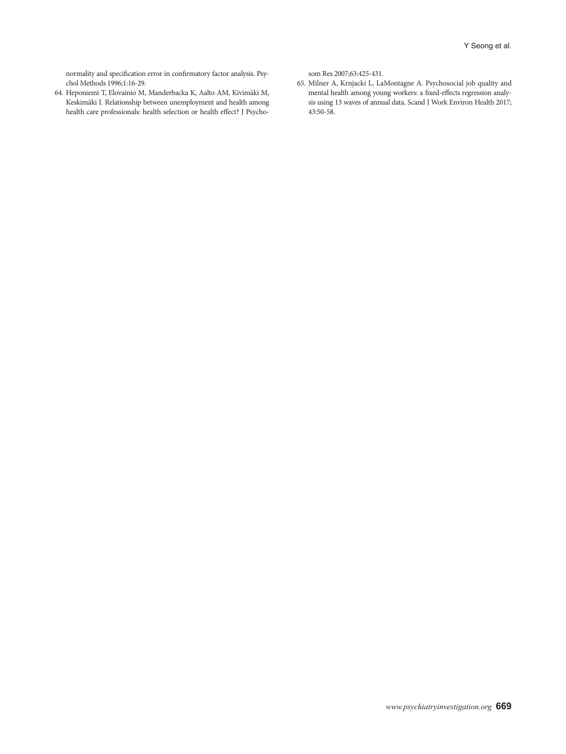normality and specification error in confirmatory factor analysis. Psychol Methods 1996;1:16-29.

64. Heponiemi T, Elovainio M, Manderbacka K, Aalto AM, Kivimäki M, Keskimäki I. Relationship between unemployment and health among health care professionals: health selection or health effect? J Psychosom Res 2007;63:425-431.
65. Milner A, Krnjacki L, LaMontagne A. Psychosocial job quality and mental health among young workers: a fixed-effects regression analysis using 13 waves of annual data. Scand J Work Environ Health 2017; 43:50-58.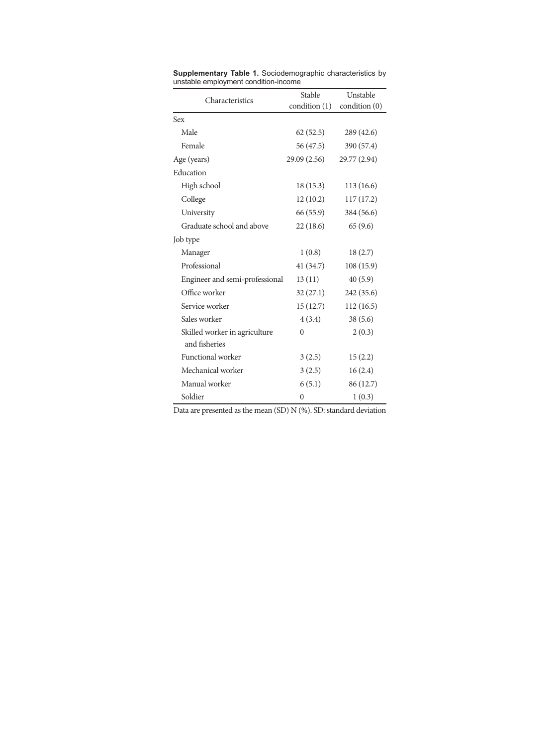**Supplementary Table 1.** Sociodemographic characteristics by unstable employment condition-income

| Characteristics | Stable condition (1) | Unstable condition (0) |
|---|---|---|
| Sex | | |
| Male | 62 (52.5) | 289 (42.6) |
| Female | 56 (47.5) | 390 (57.4) |
| Age (years) | 29.09 (2.56) | 29.77 (2.94) |
| Education | | |
| High school | 18 (15.3) | 113 (16.6) |
| College | 12 (10.2) | 117 (17.2) |
| University | 66 (55.9) | 384 (56.6) |
| Graduate school and above | 22 (18.6) | 65 (9.6) |
| Job type | | |
| Manager | 1 (0.8) | 18 (2.7) |
| Professional | 41 (34.7) | 108 (15.9) |
| Engineer and semi-professional | 13 (11) | 40 (5.9) |
| Office worker | 32 (27.1) | 242 (35.6) |
| Service worker | 15 (12.7) | 112 (16.5) |
| Sales worker | 4 (3.4) | 38 (5.6) |
| Skilled worker in agriculture and fisheries | 0 | 2 (0.3) |
| Functional worker | 3 (2.5) | 15 (2.2) |
| Mechanical worker | 3 (2.5) | 16 (2.4) |
| Manual worker | 6 (5.1) | 86 (12.7) |
| Soldier | 0 | 1 (0.3) |

Data are presented as the mean (SD) N (%). SD: standard deviation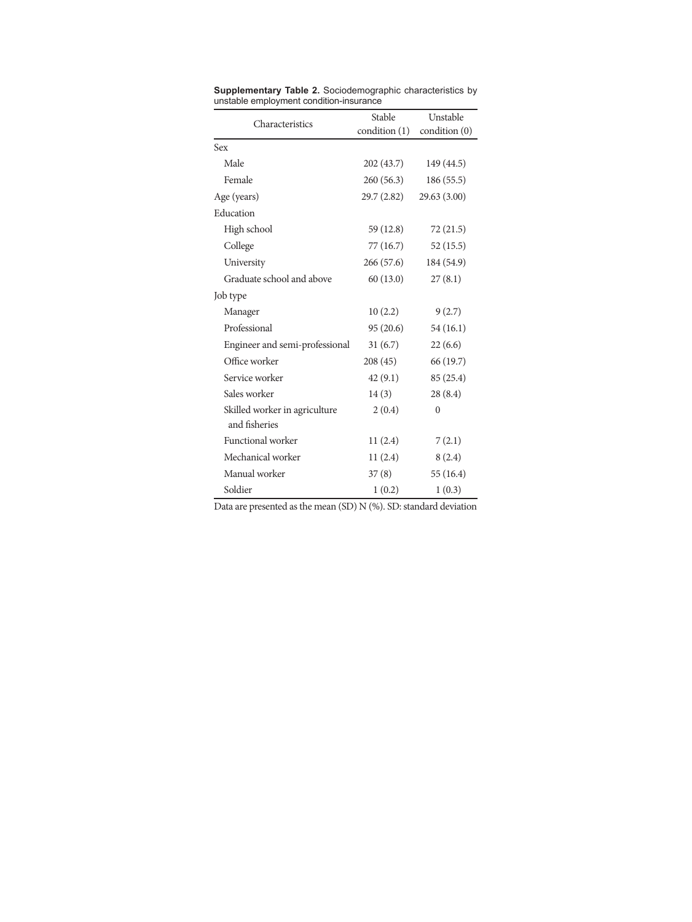**Supplementary Table 2.** Sociodemographic characteristics by unstable employment condition-insurance

| Characteristics | Stable condition (1) | Unstable condition (0) |
|---|---|---|
| Sex | | |
| Male | 202 (43.7) | 149 (44.5) |
| Female | 260 (56.3) | 186 (55.5) |
| Age (years) | 29.7 (2.82) | 29.63 (3.00) |
| Education | | |
| High school | 59 (12.8) | 72 (21.5) |
| College | 77 (16.7) | 52 (15.5) |
| University | 266 (57.6) | 184 (54.9) |
| Graduate school and above | 60 (13.0) | 27 (8.1) |
| Job type | | |
| Manager | 10 (2.2) | 9 (2.7) |
| Professional | 95 (20.6) | 54 (16.1) |
| Engineer and semi-professional | 31 (6.7) | 22 (6.6) |
| Office worker | 208 (45) | 66 (19.7) |
| Service worker | 42 (9.1) | 85 (25.4) |
| Sales worker | 14 (3) | 28 (8.4) |
| Skilled worker in agriculture and fisheries | 2 (0.4) | 0 |
| Functional worker | 11 (2.4) | 7 (2.1) |
| Mechanical worker | 11 (2.4) | 8 (2.4) |
| Manual worker | 37 (8) | 55 (16.4) |
| Soldier | 1 (0.2) | 1 (0.3) |

Data are presented as the mean (SD) N (%). SD: standard deviation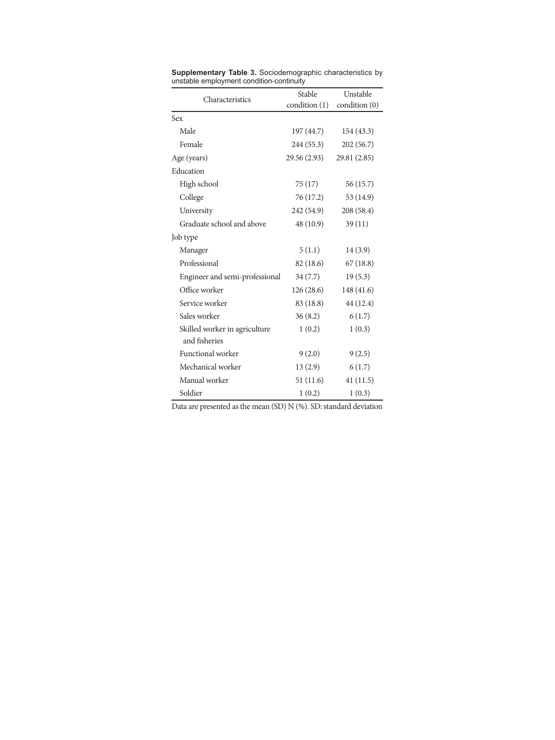**Supplementary Table 3.** Sociodemographic characteristics by unstable employment condition-continuity

| Characteristics | Stable condition (1) | Unstable condition (0) |
|---|---|---|
| Sex | | |
| Male | 197 (44.7) | 154 (43.3) |
| Female | 244 (55.3) | 202 (56.7) |
| Age (years) | 29.56 (2.93) | 29.81 (2.85) |
| Education | | |
| High school | 75 (17) | 56 (15.7) |
| College | 76 (17.2) | 53 (14.9) |
| University | 242 (54.9) | 208 (58.4) |
| Graduate school and above | 48 (10.9) | 39 (11) |
| Job type | | |
| Manager | 5 (1.1) | 14 (3.9) |
| Professional | 82 (18.6) | 67 (18.8) |
| Engineer and semi-professional | 34 (7.7) | 19 (5.3) |
| Office worker | 126 (28.6) | 148 (41.6) |
| Service worker | 83 (18.8) | 44 (12.4) |
| Sales worker | 36 (8.2) | 6 (1.7) |
| Skilled worker in agriculture and fisheries | 1 (0.2) | 1 (0.3) |
| Functional worker | 9 (2.0) | 9 (2.5) |
| Mechanical worker | 13 (2.9) | 6 (1.7) |
| Manual worker | 51 (11.6) | 41 (11.5) |
| Soldier | 1 (0.2) | 1 (0.3) |

Data are presented as the mean (SD) N (%). SD: standard deviation